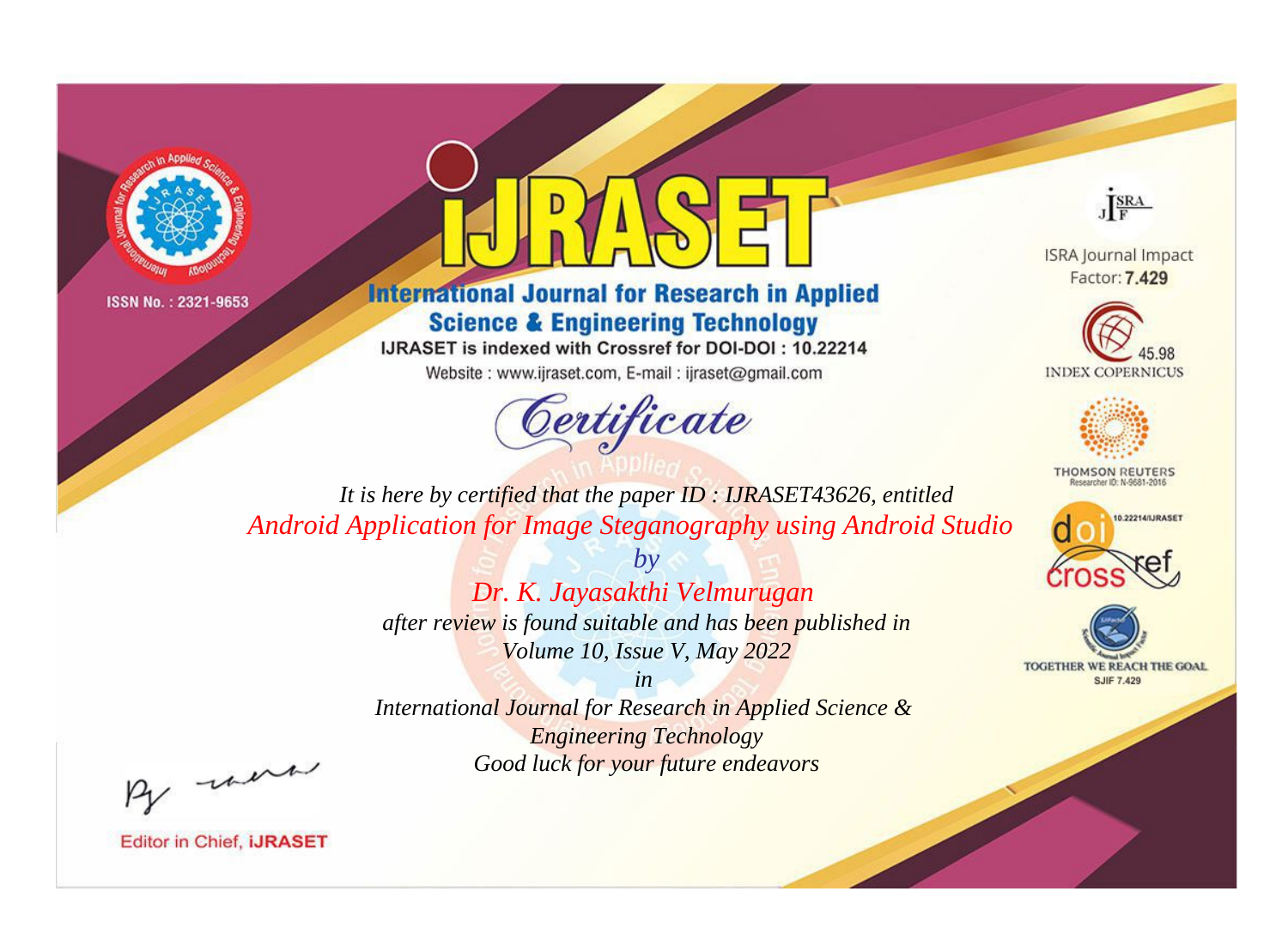ISSN No. : 2321-9653

# IJRASET

## International Journal for Research in Applied Science & Engineering Technology

IJRASET is indexed with Crossref for DOI-DOI : 10.22214

Website : www.ijraset.com, E-mail : ijraset@gmail.com

ISRA Journal Impact Factor: **7.429**

45.98 INDEX COPERNICUS

THOMSON REUTERS Researcher ID: N-9681-2016

10.22214/IJRASET

TOGETHER WE REACH THE GOAL SJIF 7.429

# *Certificate*

*It is here by certified that the paper ID : IJRASET43626, entitled*

*Android Application for Image Steganography using Android Studio*

*by*

*Dr. K. Jayasakthi Velmurugan*

*after review is found suitable and has been published in*

*Volume 10, Issue V, May 2022*

*in*

*International Journal for Research in Applied Science & Engineering Technology*

*Good luck for your future endeavors*

Editor in Chief, **iJRASET**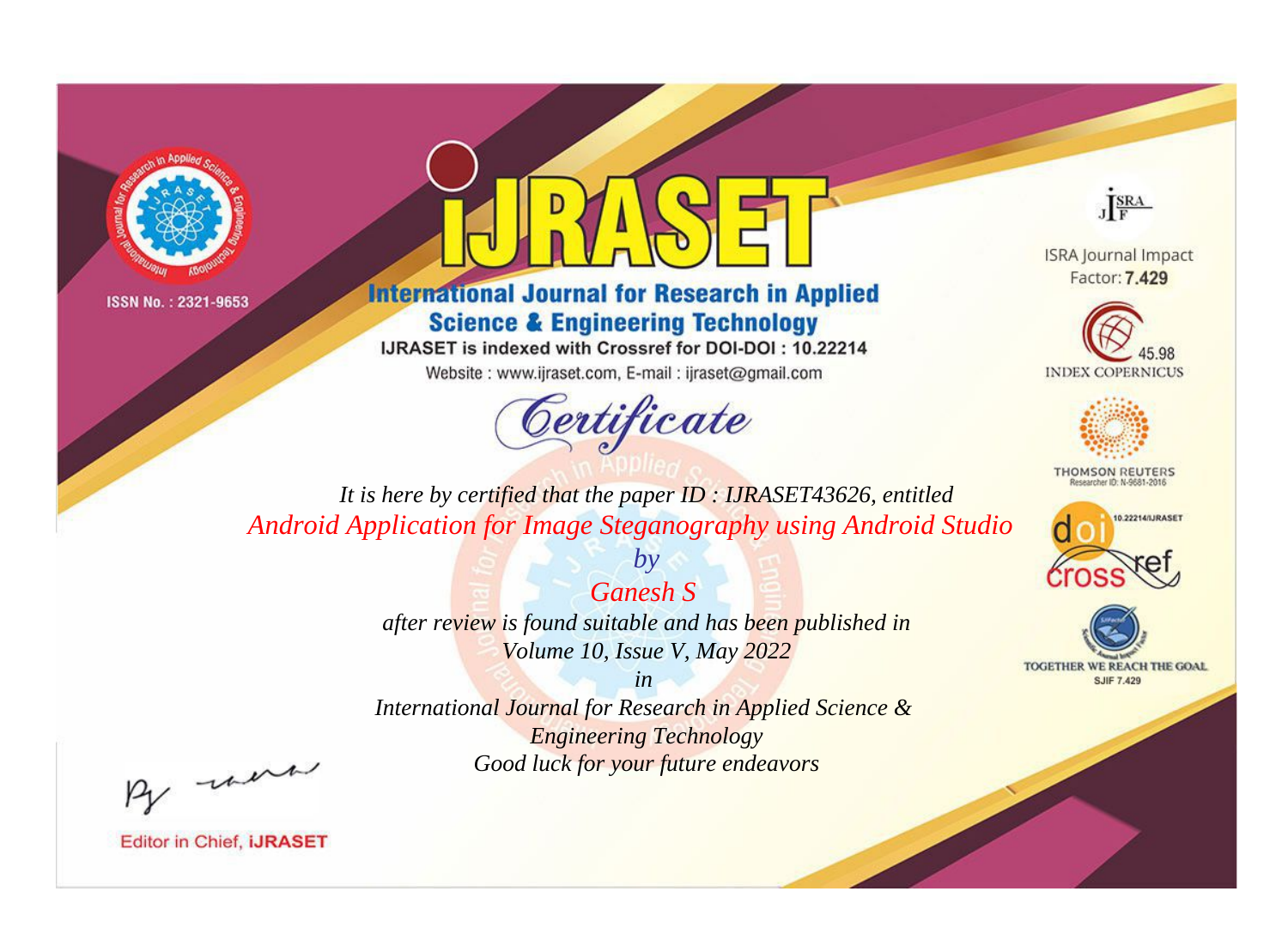ISSN No. : 2321-9653

# iJRASET

## International Journal for Research in Applied Science & Engineering Technology

IJRASET is indexed with Crossref for DOI-DOI : 10.22214

Website : www.ijraset.com, E-mail : ijraset@gmail.com

ISRA Journal Impact Factor: **7.429**

45.98 INDEX COPERNICUS

THOMSON REUTERS Researcher ID: N-9681-2016

10.22214/IJRASET

TOGETHER WE REACH THE GOAL SJIF 7.429

## *Certificate*

*It is here by certified that the paper ID : IJRASET43626, entitled*

*Android Application for Image Steganography using Android Studio*

*by*

*Ganesh S*

*after review is found suitable and has been published in*

*Volume 10, Issue V, May 2022*

*in*

*International Journal for Research in Applied Science & Engineering Technology*

*Good luck for your future endeavors*

Editor in Chief, **iJRASET**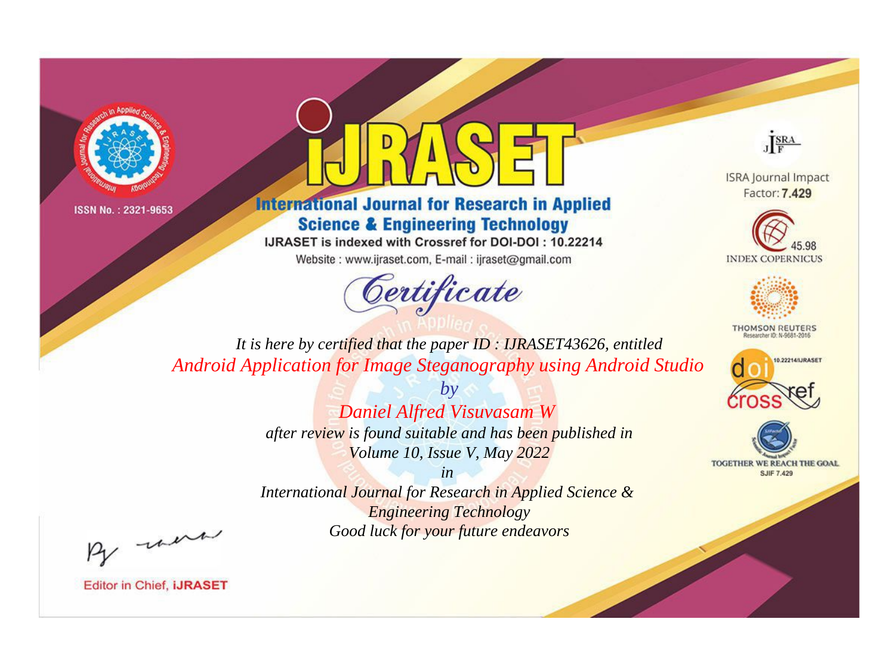ISSN No. : 2321-9653

# iJRASET

## International Journal for Research in Applied Science & Engineering Technology

IJRASET is indexed with Crossref for DOI-DOI : 10.22214

Website : www.ijraset.com, E-mail : ijraset@gmail.com

*Certificate*

ISRA Journal Impact Factor: **7.429**

45.98 INDEX COPERNICUS

THOMSON REUTERS Researcher ID: N-9681-2016

10.22214/IJRASET

TOGETHER WE REACH THE GOAL SJIF 7.429

*It is here by certified that the paper ID : IJRASET43626, entitled*

*Android Application for Image Steganography using Android Studio*

*by*

*Daniel Alfred Visuvasam W*

*after review is found suitable and has been published in*

*Volume 10, Issue V, May 2022*

*in*

*International Journal for Research in Applied Science & Engineering Technology*

*Good luck for your future endeavors*

Editor in Chief, **iJRASET**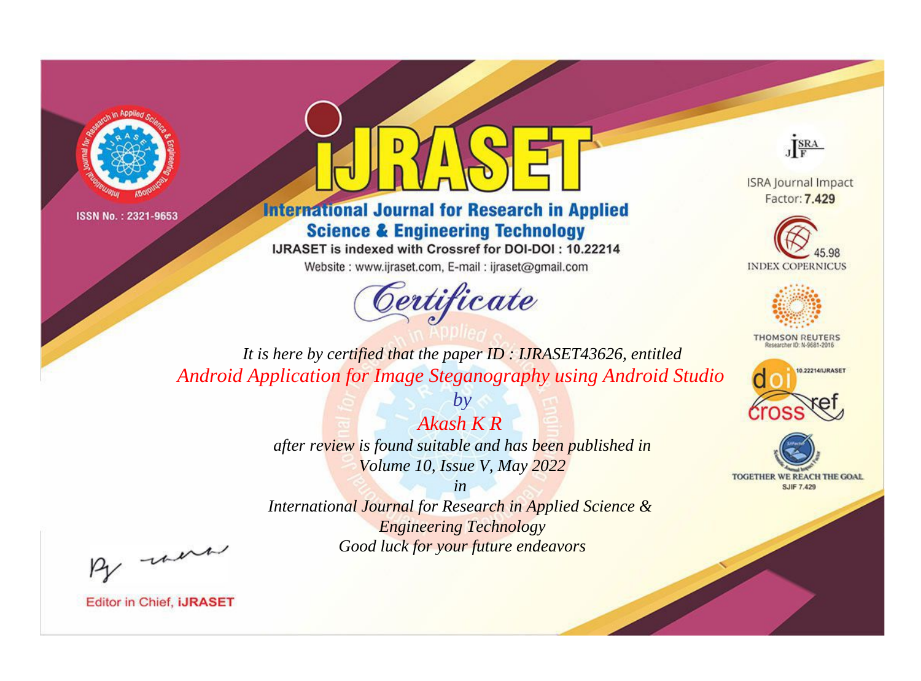ISSN No. : 2321-9653

# iJRASET

## International Journal for Research in Applied Science & Engineering Technology

IJRASET is indexed with Crossref for DOI-DOI : 10.22214

Website : www.ijraset.com, E-mail : ijraset@gmail.com

*Certificate*

*It is here by certified that the paper ID : IJRASET43626, entitled*

*Android Application for Image Steganography using Android Studio*

*by*

*Akash K R*

*after review is found suitable and has been published in*

*Volume 10, Issue V, May 2022*

*in*

*International Journal for Research in Applied Science & Engineering Technology*

*Good luck for your future endeavors*

ISRA Journal Impact Factor: **7.429**

45.98 INDEX COPERNICUS

THOMSON REUTERS Researcher ID: N-9681-2016

10.22214/IJRASET

TOGETHER WE REACH THE GOAL SJIF 7.429

Editor in Chief, **iJRASET**